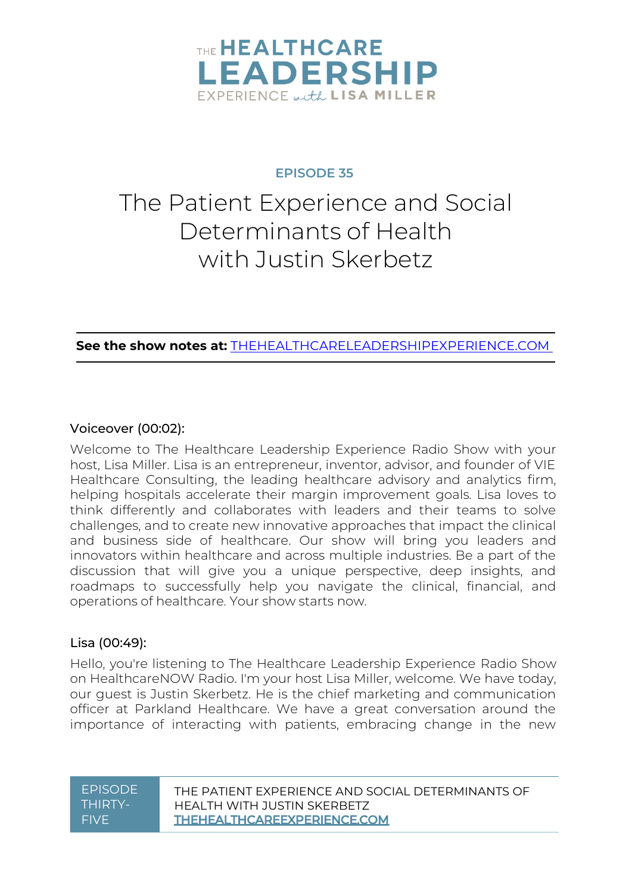THE HEALTHCARE LEADERSHIP EXPERIENCE with LISA MILLER

EPISODE 35

# The Patient Experience and Social Determinants of Health with Justin Skerbetz

**See the show notes at:** [THEHEALTHCARELEADERSHIPEXPERIENCE.COM](THEHEALTHCARELEADERSHIPEXPERIENCE.COM)

Voiceover (00:02):

Welcome to The Healthcare Leadership Experience Radio Show with your host, Lisa Miller. Lisa is an entrepreneur, inventor, advisor, and founder of VIE Healthcare Consulting, the leading healthcare advisory and analytics firm, helping hospitals accelerate their margin improvement goals. Lisa loves to think differently and collaborates with leaders and their teams to solve challenges, and to create new innovative approaches that impact the clinical and business side of healthcare. Our show will bring you leaders and innovators within healthcare and across multiple industries. Be a part of the discussion that will give you a unique perspective, deep insights, and roadmaps to successfully help you navigate the clinical, financial, and operations of healthcare. Your show starts now.

Lisa (00:49):

Hello, you're listening to The Healthcare Leadership Experience Radio Show on HealthcareNOW Radio. I'm your host Lisa Miller, welcome. We have today, our guest is Justin Skerbetz. He is the chief marketing and communication officer at Parkland Healthcare. We have a great conversation around the importance of interacting with patients, embracing change in the new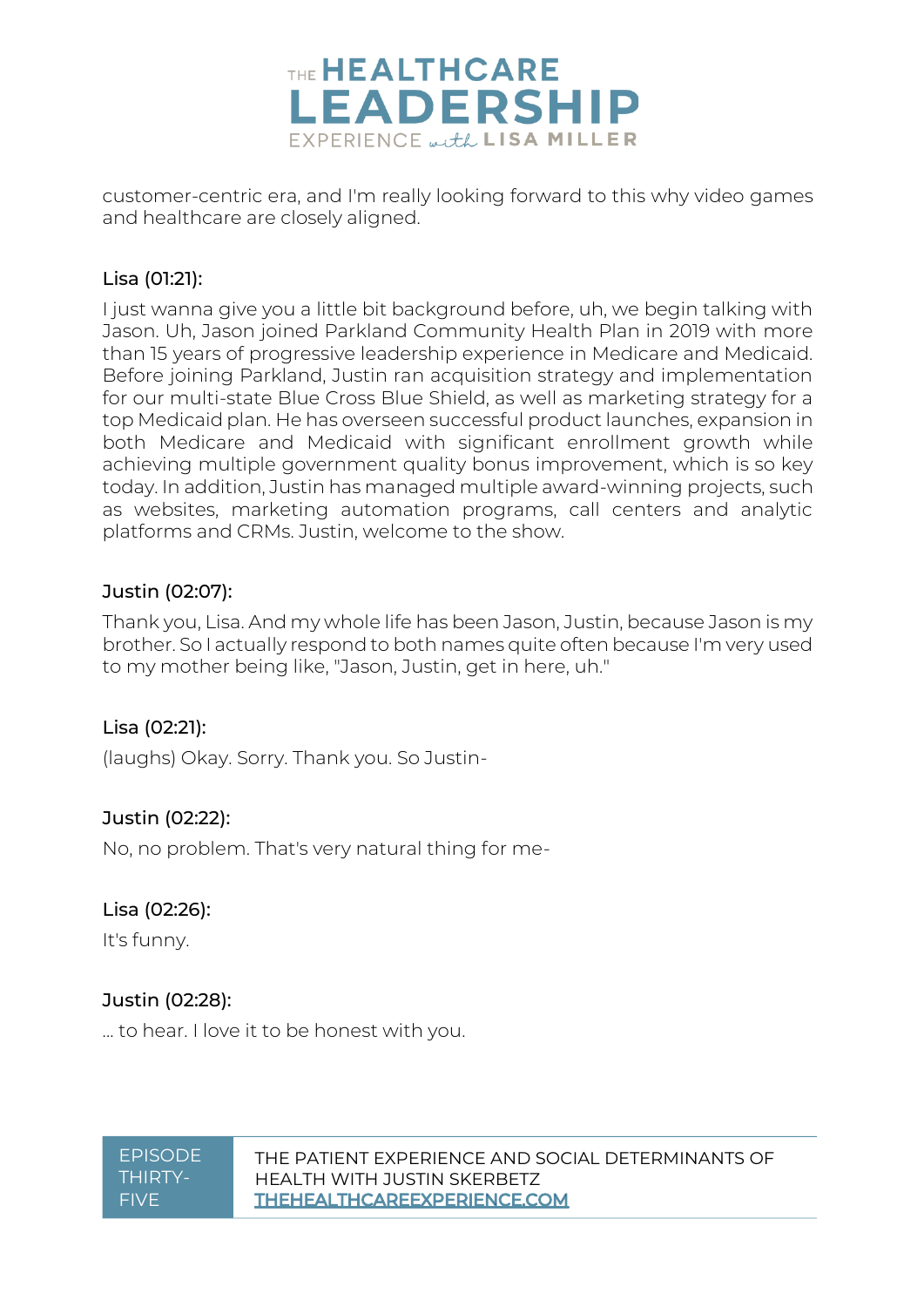customer-centric era, and I'm really looking forward to this why video games and healthcare are closely aligned.

**Lisa (01:21):**

I just wanna give you a little bit background before, uh, we begin talking with Jason. Uh, Jason joined Parkland Community Health Plan in 2019 with more than 15 years of progressive leadership experience in Medicare and Medicaid. Before joining Parkland, Justin ran acquisition strategy and implementation for our multi-state Blue Cross Blue Shield, as well as marketing strategy for a top Medicaid plan. He has overseen successful product launches, expansion in both Medicare and Medicaid with significant enrollment growth while achieving multiple government quality bonus improvement, which is so key today. In addition, Justin has managed multiple award-winning projects, such as websites, marketing automation programs, call centers and analytic platforms and CRMs. Justin, welcome to the show.

**Justin (02:07):**

Thank you, Lisa. And my whole life has been Jason, Justin, because Jason is my brother. So I actually respond to both names quite often because I'm very used to my mother being like, "Jason, Justin, get in here, uh."

**Lisa (02:21):**

(laughs) Okay. Sorry. Thank you. So Justin-

**Justin (02:22):**

No, no problem. That's very natural thing for me-

**Lisa (02:26):**

It's funny.

**Justin (02:28):**

... to hear. I love it to be honest with you.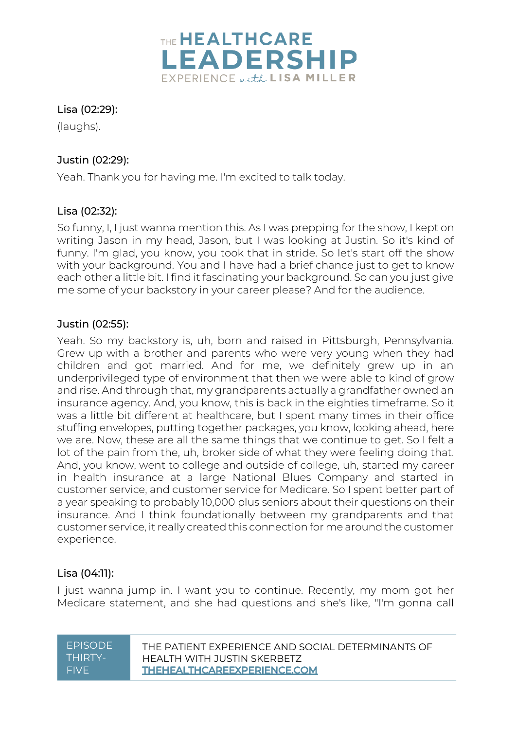Lisa (02:29):

(laughs).

Justin (02:29):

Yeah. Thank you for having me. I'm excited to talk today.

Lisa (02:32):

So funny, I, I just wanna mention this. As I was prepping for the show, I kept on writing Jason in my head, Jason, but I was looking at Justin. So it's kind of funny. I'm glad, you know, you took that in stride. So let's start off the show with your background. You and I have had a brief chance just to get to know each other a little bit. I find it fascinating your background. So can you just give me some of your backstory in your career please? And for the audience.

Justin (02:55):

Yeah. So my backstory is, uh, born and raised in Pittsburgh, Pennsylvania. Grew up with a brother and parents who were very young when they had children and got married. And for me, we definitely grew up in an underprivileged type of environment that then we were able to kind of grow and rise. And through that, my grandparents actually a grandfather owned an insurance agency. And, you know, this is back in the eighties timeframe. So it was a little bit different at healthcare, but I spent many times in their office stuffing envelopes, putting together packages, you know, looking ahead, here we are. Now, these are all the same things that we continue to get. So I felt a lot of the pain from the, uh, broker side of what they were feeling doing that. And, you know, went to college and outside of college, uh, started my career in health insurance at a large National Blues Company and started in customer service, and customer service for Medicare. So I spent better part of a year speaking to probably 10,000 plus seniors about their questions on their insurance. And I think foundationally between my grandparents and that customer service, it really created this connection for me around the customer experience.

Lisa (04:11):

I just wanna jump in. I want you to continue. Recently, my mom got her Medicare statement, and she had questions and she's like, "I'm gonna call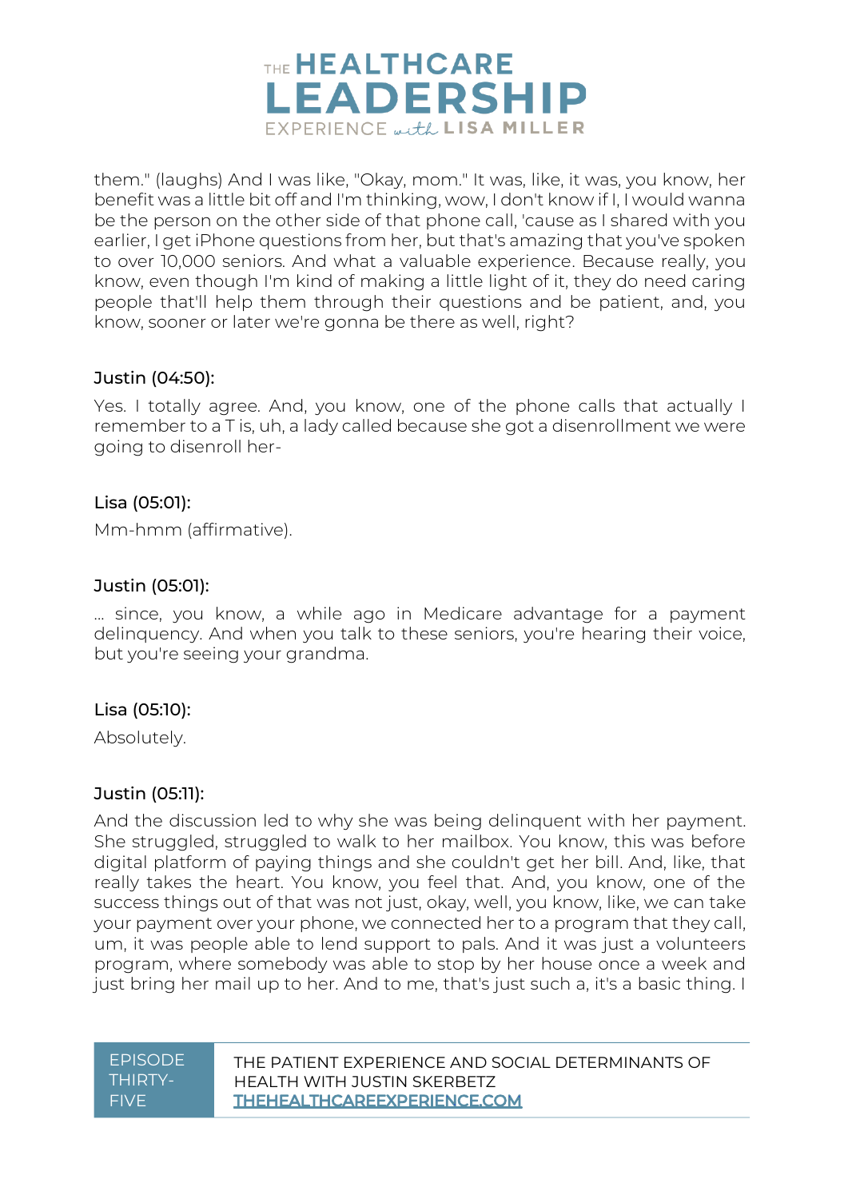them." (laughs) And I was like, "Okay, mom." It was, like, it was, you know, her benefit was a little bit off and I'm thinking, wow, I don't know if I, I would wanna be the person on the other side of that phone call, 'cause as I shared with you earlier, I get iPhone questions from her, but that's amazing that you've spoken to over 10,000 seniors. And what a valuable experience. Because really, you know, even though I'm kind of making a little light of it, they do need caring people that'll help them through their questions and be patient, and, you know, sooner or later we're gonna be there as well, right?

#### Justin (04:50):

Yes. I totally agree. And, you know, one of the phone calls that actually I remember to a T is, uh, a lady called because she got a disenrollment we were going to disenroll her-

#### Lisa (05:01):

Mm-hmm (affirmative).

#### Justin (05:01):

... since, you know, a while ago in Medicare advantage for a payment delinquency. And when you talk to these seniors, you're hearing their voice, but you're seeing your grandma.

#### Lisa (05:10):

Absolutely.

#### Justin (05:11):

And the discussion led to why she was being delinquent with her payment. She struggled, struggled to walk to her mailbox. You know, this was before digital platform of paying things and she couldn't get her bill. And, like, that really takes the heart. You know, you feel that. And, you know, one of the success things out of that was not just, okay, well, you know, like, we can take your payment over your phone, we connected her to a program that they call, um, it was people able to lend support to pals. And it was just a volunteers program, where somebody was able to stop by her house once a week and just bring her mail up to her. And to me, that's just such a, it's a basic thing. I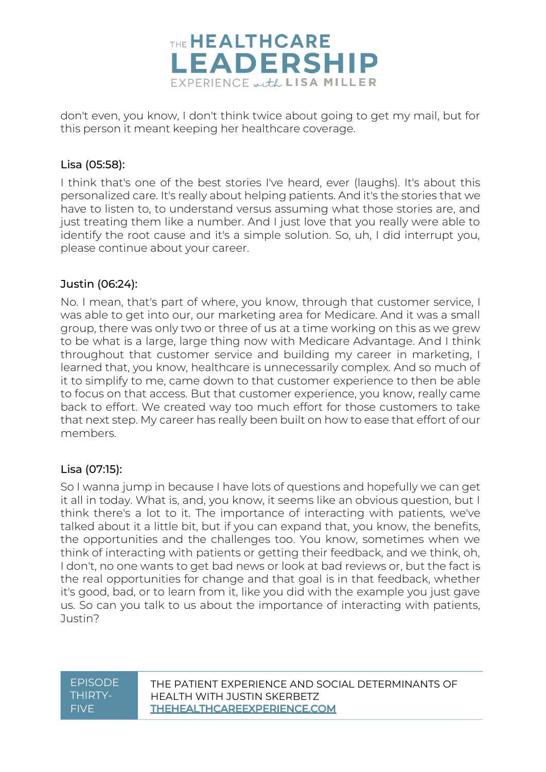don't even, you know, I don't think twice about going to get my mail, but for this person it meant keeping her healthcare coverage.

Lisa (05:58):

I think that's one of the best stories I've heard, ever (laughs). It's about this personalized care. It's really about helping patients. And it's the stories that we have to listen to, to understand versus assuming what those stories are, and just treating them like a number. And I just love that you really were able to identify the root cause and it's a simple solution. So, uh, I did interrupt you, please continue about your career.

Justin (06:24):

No. I mean, that's part of where, you know, through that customer service, I was able to get into our, our marketing area for Medicare. And it was a small group, there was only two or three of us at a time working on this as we grew to be what is a large, large thing now with Medicare Advantage. And I think throughout that customer service and building my career in marketing, I learned that, you know, healthcare is unnecessarily complex. And so much of it to simplify to me, came down to that customer experience to then be able to focus on that access. But that customer experience, you know, really came back to effort. We created way too much effort for those customers to take that next step. My career has really been built on how to ease that effort of our members.

Lisa (07:15):

So I wanna jump in because I have lots of questions and hopefully we can get it all in today. What is, and, you know, it seems like an obvious question, but I think there's a lot to it. The importance of interacting with patients, we've talked about it a little bit, but if you can expand that, you know, the benefits, the opportunities and the challenges too. You know, sometimes when we think of interacting with patients or getting their feedback, and we think, oh, I don't, no one wants to get bad news or look at bad reviews or, but the fact is the real opportunities for change and that goal is in that feedback, whether it's good, bad, or to learn from it, like you did with the example you just gave us. So can you talk to us about the importance of interacting with patients, Justin?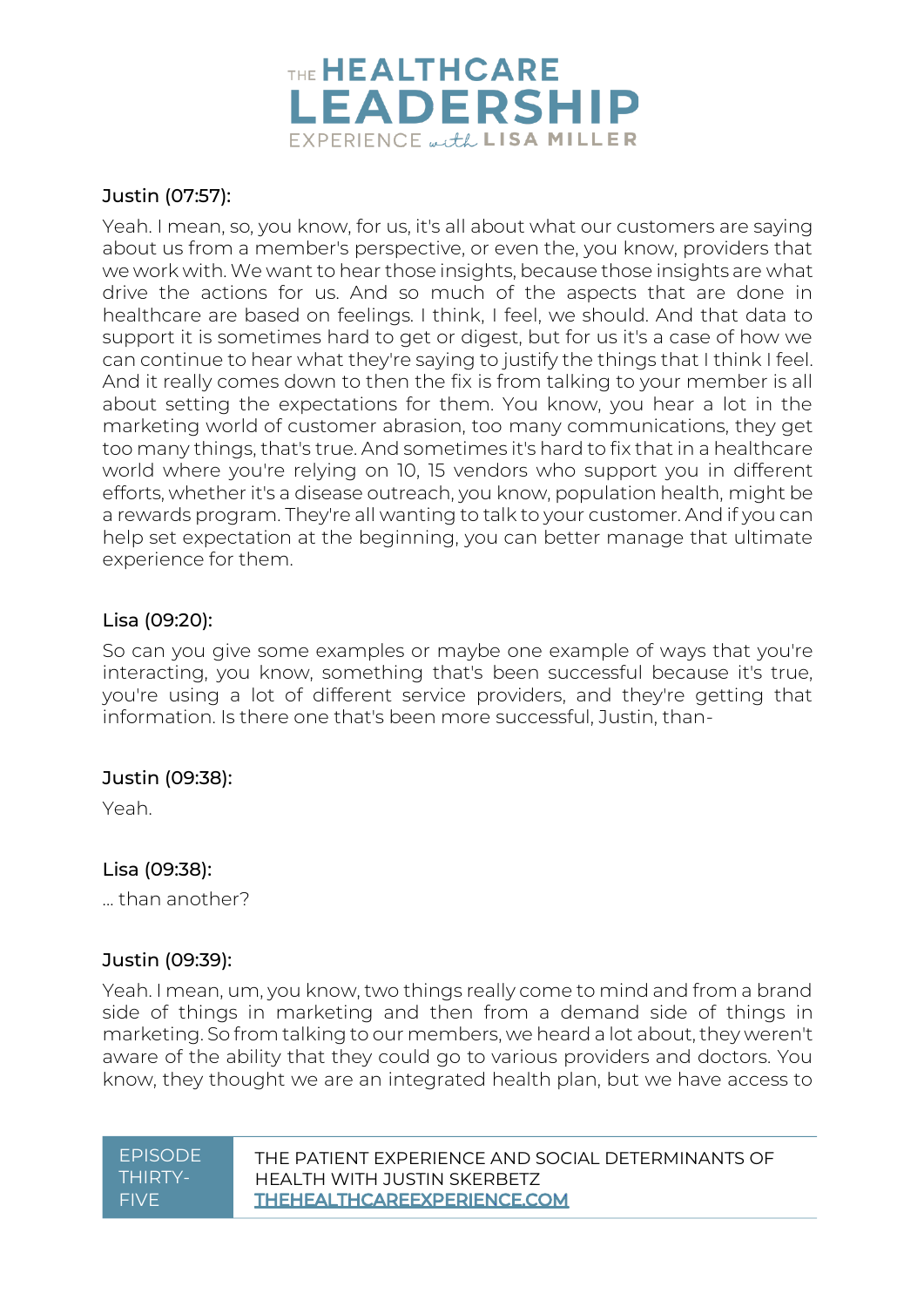Justin (07:57):

Yeah. I mean, so, you know, for us, it's all about what our customers are saying about us from a member's perspective, or even the, you know, providers that we work with. We want to hear those insights, because those insights are what drive the actions for us. And so much of the aspects that are done in healthcare are based on feelings. I think, I feel, we should. And that data to support it is sometimes hard to get or digest, but for us it's a case of how we can continue to hear what they're saying to justify the things that I think I feel. And it really comes down to then the fix is from talking to your member is all about setting the expectations for them. You know, you hear a lot in the marketing world of customer abrasion, too many communications, they get too many things, that's true. And sometimes it's hard to fix that in a healthcare world where you're relying on 10, 15 vendors who support you in different efforts, whether it's a disease outreach, you know, population health, might be a rewards program. They're all wanting to talk to your customer. And if you can help set expectation at the beginning, you can better manage that ultimate experience for them.

Lisa (09:20):

So can you give some examples or maybe one example of ways that you're interacting, you know, something that's been successful because it's true, you're using a lot of different service providers, and they're getting that information. Is there one that's been more successful, Justin, than-

Justin (09:38):

Yeah.

Lisa (09:38):

... than another?

Justin (09:39):

Yeah. I mean, um, you know, two things really come to mind and from a brand side of things in marketing and then from a demand side of things in marketing. So from talking to our members, we heard a lot about, they weren't aware of the ability that they could go to various providers and doctors. You know, they thought we are an integrated health plan, but we have access to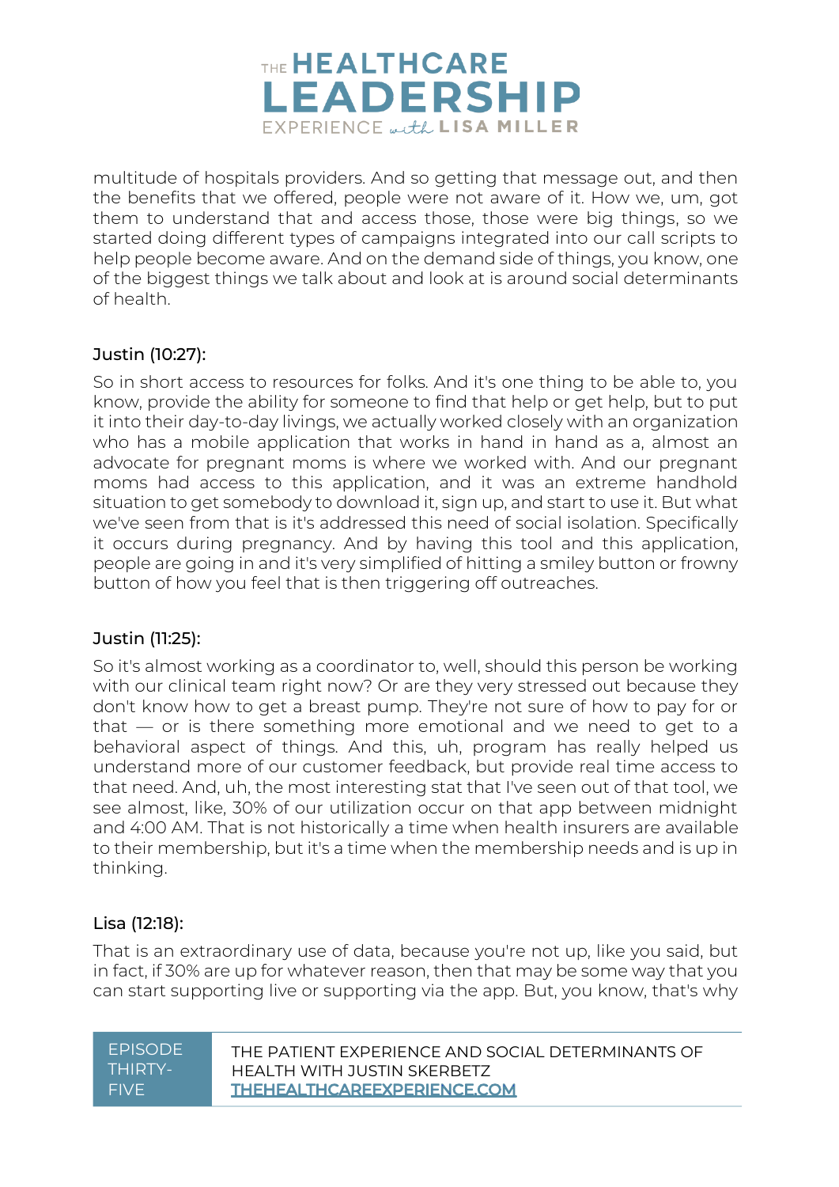multitude of hospitals providers. And so getting that message out, and then the benefits that we offered, people were not aware of it. How we, um, got them to understand that and access those, those were big things, so we started doing different types of campaigns integrated into our call scripts to help people become aware. And on the demand side of things, you know, one of the biggest things we talk about and look at is around social determinants of health.

### Justin (10:27):

So in short access to resources for folks. And it's one thing to be able to, you know, provide the ability for someone to find that help or get help, but to put it into their day-to-day livings, we actually worked closely with an organization who has a mobile application that works in hand in hand as a, almost an advocate for pregnant moms is where we worked with. And our pregnant moms had access to this application, and it was an extreme handhold situation to get somebody to download it, sign up, and start to use it. But what we've seen from that is it's addressed this need of social isolation. Specifically it occurs during pregnancy. And by having this tool and this application, people are going in and it's very simplified of hitting a smiley button or frowny button of how you feel that is then triggering off outreaches.

### Justin (11:25):

So it's almost working as a coordinator to, well, should this person be working with our clinical team right now? Or are they very stressed out because they don't know how to get a breast pump. They're not sure of how to pay for or that — or is there something more emotional and we need to get to a behavioral aspect of things. And this, uh, program has really helped us understand more of our customer feedback, but provide real time access to that need. And, uh, the most interesting stat that I've seen out of that tool, we see almost, like, 30% of our utilization occur on that app between midnight and 4:00 AM. That is not historically a time when health insurers are available to their membership, but it's a time when the membership needs and is up in thinking.

### Lisa (12:18):

That is an extraordinary use of data, because you're not up, like you said, but in fact, if 30% are up for whatever reason, then that may be some way that you can start supporting live or supporting via the app. But, you know, that's why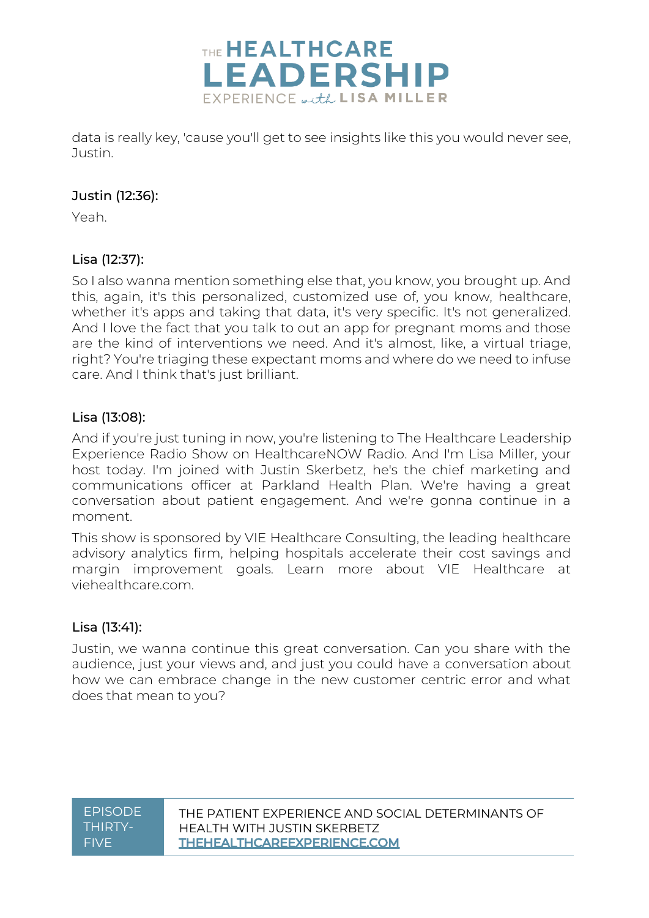data is really key, 'cause you'll get to see insights like this you would never see, Justin.

**Justin (12:36):**

Yeah.

**Lisa (12:37):**

So I also wanna mention something else that, you know, you brought up. And this, again, it's this personalized, customized use of, you know, healthcare, whether it's apps and taking that data, it's very specific. It's not generalized. And I love the fact that you talk to out an app for pregnant moms and those are the kind of interventions we need. And it's almost, like, a virtual triage, right? You're triaging these expectant moms and where do we need to infuse care. And I think that's just brilliant.

**Lisa (13:08):**

And if you're just tuning in now, you're listening to The Healthcare Leadership Experience Radio Show on HealthcareNOW Radio. And I'm Lisa Miller, your host today. I'm joined with Justin Skerbetz, he's the chief marketing and communications officer at Parkland Health Plan. We're having a great conversation about patient engagement. And we're gonna continue in a moment.

This show is sponsored by VIE Healthcare Consulting, the leading healthcare advisory analytics firm, helping hospitals accelerate their cost savings and margin improvement goals. Learn more about VIE Healthcare at viehealthcare.com.

**Lisa (13:41):**

Justin, we wanna continue this great conversation. Can you share with the audience, just your views and, and just you could have a conversation about how we can embrace change in the new customer centric error and what does that mean to you?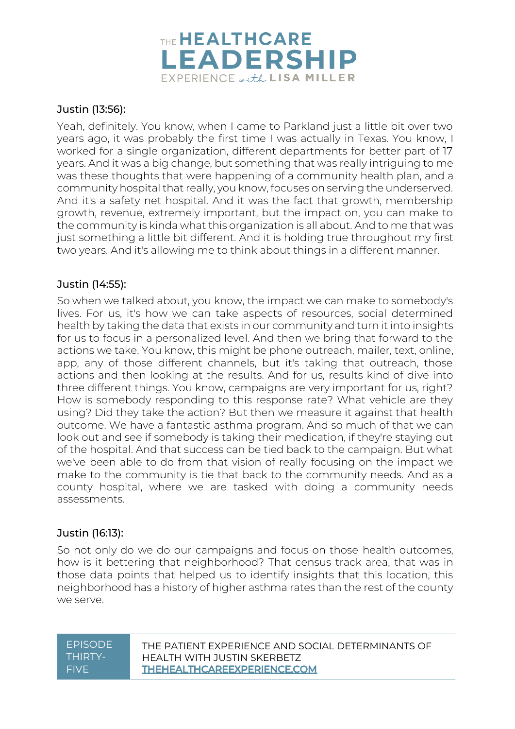Justin (13:56):

Yeah, definitely. You know, when I came to Parkland just a little bit over two years ago, it was probably the first time I was actually in Texas. You know, I worked for a single organization, different departments for better part of 17 years. And it was a big change, but something that was really intriguing to me was these thoughts that were happening of a community health plan, and a community hospital that really, you know, focuses on serving the underserved. And it's a safety net hospital. And it was the fact that growth, membership growth, revenue, extremely important, but the impact on, you can make to the community is kinda what this organization is all about. And to me that was just something a little bit different. And it is holding true throughout my first two years. And it's allowing me to think about things in a different manner.

Justin (14:55):

So when we talked about, you know, the impact we can make to somebody's lives. For us, it's how we can take aspects of resources, social determined health by taking the data that exists in our community and turn it into insights for us to focus in a personalized level. And then we bring that forward to the actions we take. You know, this might be phone outreach, mailer, text, online, app, any of those different channels, but it's taking that outreach, those actions and then looking at the results. And for us, results kind of dive into three different things. You know, campaigns are very important for us, right? How is somebody responding to this response rate? What vehicle are they using? Did they take the action? But then we measure it against that health outcome. We have a fantastic asthma program. And so much of that we can look out and see if somebody is taking their medication, if they're staying out of the hospital. And that success can be tied back to the campaign. But what we've been able to do from that vision of really focusing on the impact we make to the community is tie that back to the community needs. And as a county hospital, where we are tasked with doing a community needs assessments.

Justin (16:13):

So not only do we do our campaigns and focus on those health outcomes, how is it bettering that neighborhood? That census track area, that was in those data points that helped us to identify insights that this location, this neighborhood has a history of higher asthma rates than the rest of the county we serve.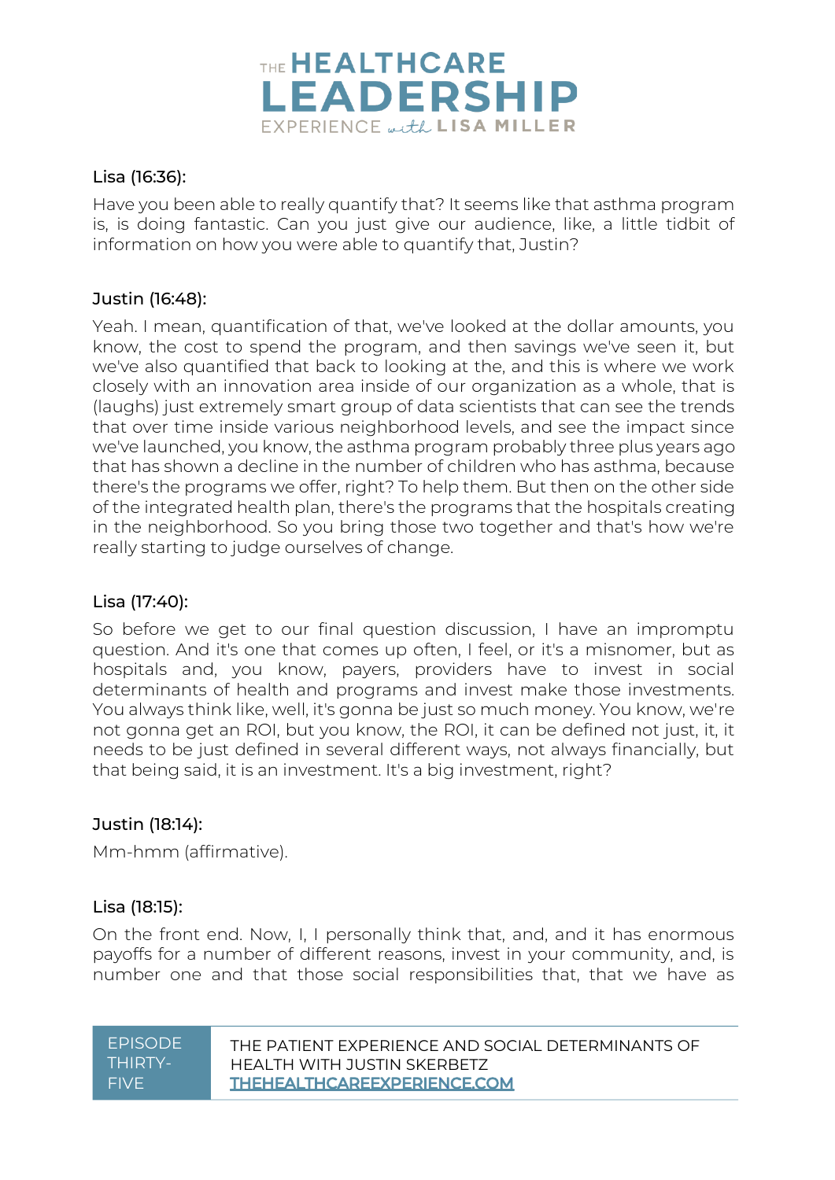Lisa (16:36):

Have you been able to really quantify that? It seems like that asthma program is, is doing fantastic. Can you just give our audience, like, a little tidbit of information on how you were able to quantify that, Justin?

Justin (16:48):

Yeah. I mean, quantification of that, we've looked at the dollar amounts, you know, the cost to spend the program, and then savings we've seen it, but we've also quantified that back to looking at the, and this is where we work closely with an innovation area inside of our organization as a whole, that is (laughs) just extremely smart group of data scientists that can see the trends that over time inside various neighborhood levels, and see the impact since we've launched, you know, the asthma program probably three plus years ago that has shown a decline in the number of children who has asthma, because there's the programs we offer, right? To help them. But then on the other side of the integrated health plan, there's the programs that the hospitals creating in the neighborhood. So you bring those two together and that's how we're really starting to judge ourselves of change.

Lisa (17:40):

So before we get to our final question discussion, I have an impromptu question. And it's one that comes up often, I feel, or it's a misnomer, but as hospitals and, you know, payers, providers have to invest in social determinants of health and programs and invest make those investments. You always think like, well, it's gonna be just so much money. You know, we're not gonna get an ROI, but you know, the ROI, it can be defined not just, it, it needs to be just defined in several different ways, not always financially, but that being said, it is an investment. It's a big investment, right?

Justin (18:14):

Mm-hmm (affirmative).

Lisa (18:15):

On the front end. Now, I, I personally think that, and, and it has enormous payoffs for a number of different reasons, invest in your community, and, is number one and that those social responsibilities that, that we have as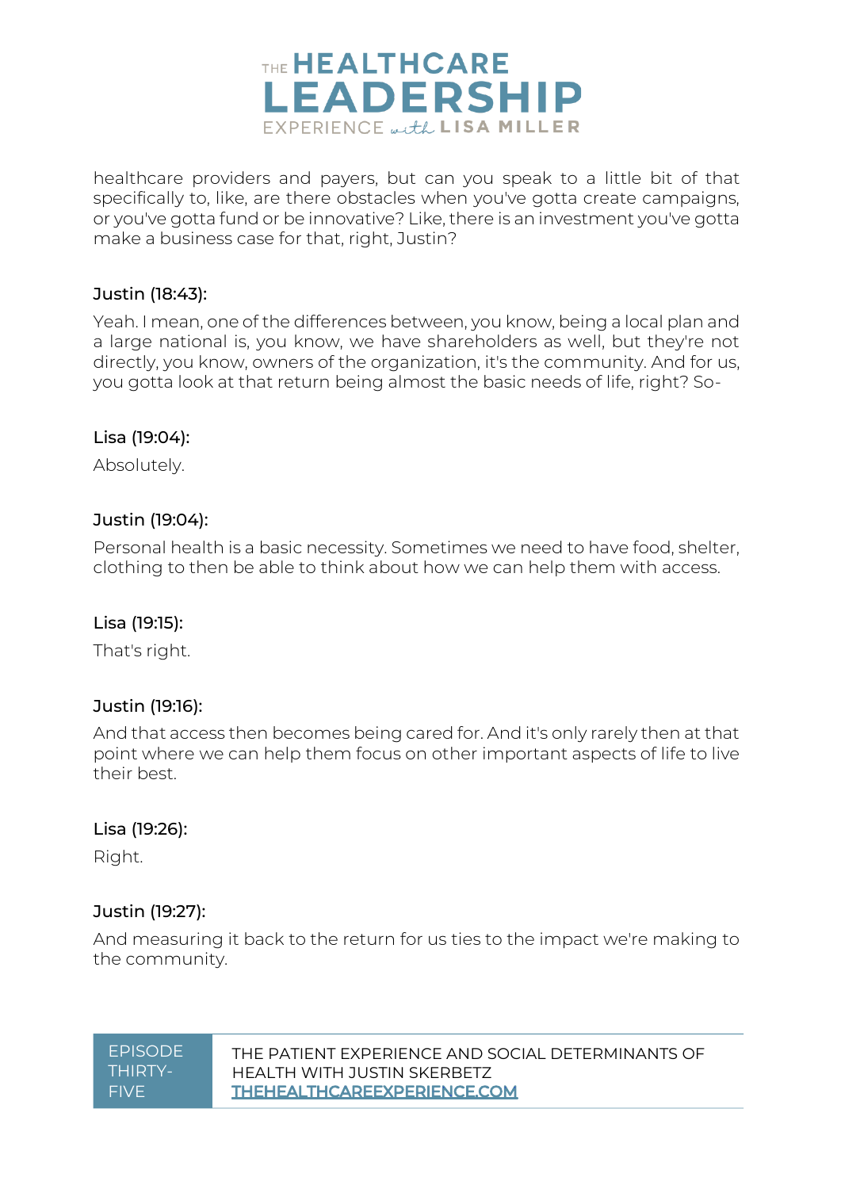healthcare providers and payers, but can you speak to a little bit of that specifically to, like, are there obstacles when you've gotta create campaigns, or you've gotta fund or be innovative? Like, there is an investment you've gotta make a business case for that, right, Justin?

Justin (18:43):

Yeah. I mean, one of the differences between, you know, being a local plan and a large national is, you know, we have shareholders as well, but they're not directly, you know, owners of the organization, it's the community. And for us, you gotta look at that return being almost the basic needs of life, right? So-

Lisa (19:04):

Absolutely.

Justin (19:04):

Personal health is a basic necessity. Sometimes we need to have food, shelter, clothing to then be able to think about how we can help them with access.

Lisa (19:15):

That's right.

Justin (19:16):

And that access then becomes being cared for. And it's only rarely then at that point where we can help them focus on other important aspects of life to live their best.

Lisa (19:26):

Right.

Justin (19:27):

And measuring it back to the return for us ties to the impact we're making to the community.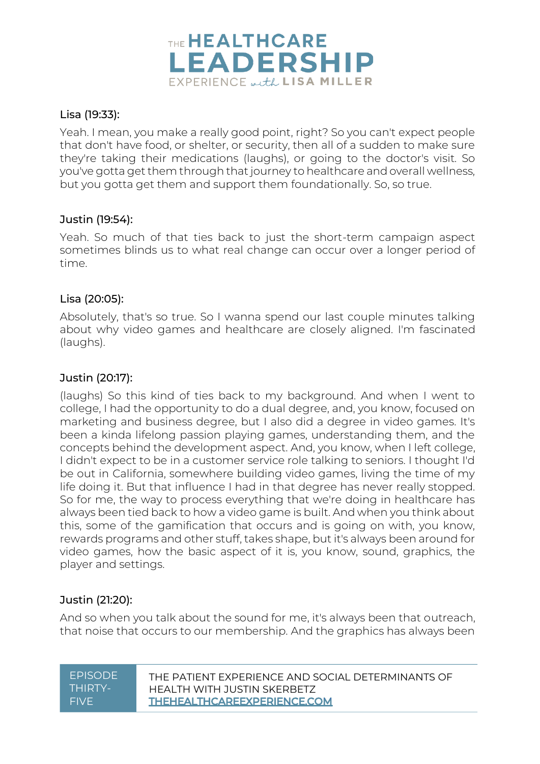Lisa (19:33):

Yeah. I mean, you make a really good point, right? So you can't expect people that don't have food, or shelter, or security, then all of a sudden to make sure they're taking their medications (laughs), or going to the doctor's visit. So you've gotta get them through that journey to healthcare and overall wellness, but you gotta get them and support them foundationally. So, so true.

Justin (19:54):

Yeah. So much of that ties back to just the short-term campaign aspect sometimes blinds us to what real change can occur over a longer period of time.

Lisa (20:05):

Absolutely, that's so true. So I wanna spend our last couple minutes talking about why video games and healthcare are closely aligned. I'm fascinated (laughs).

Justin (20:17):

(laughs) So this kind of ties back to my background. And when I went to college, I had the opportunity to do a dual degree, and, you know, focused on marketing and business degree, but I also did a degree in video games. It's been a kinda lifelong passion playing games, understanding them, and the concepts behind the development aspect. And, you know, when I left college, I didn't expect to be in a customer service role talking to seniors. I thought I'd be out in California, somewhere building video games, living the time of my life doing it. But that influence I had in that degree has never really stopped. So for me, the way to process everything that we're doing in healthcare has always been tied back to how a video game is built. And when you think about this, some of the gamification that occurs and is going on with, you know, rewards programs and other stuff, takes shape, but it's always been around for video games, how the basic aspect of it is, you know, sound, graphics, the player and settings.

Justin (21:20):

And so when you talk about the sound for me, it's always been that outreach, that noise that occurs to our membership. And the graphics has always been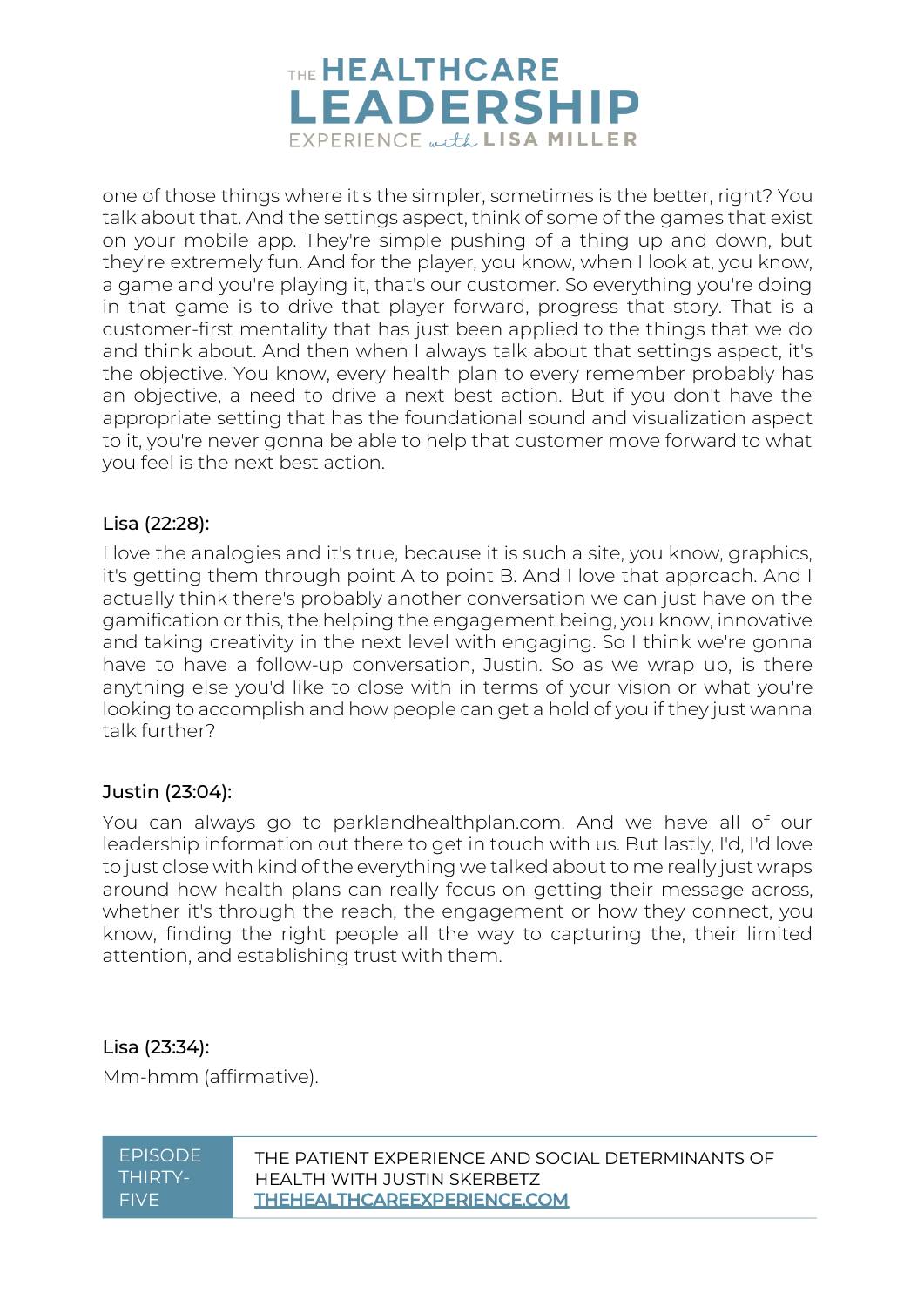one of those things where it's the simpler, sometimes is the better, right? You talk about that. And the settings aspect, think of some of the games that exist on your mobile app. They're simple pushing of a thing up and down, but they're extremely fun. And for the player, you know, when I look at, you know, a game and you're playing it, that's our customer. So everything you're doing in that game is to drive that player forward, progress that story. That is a customer-first mentality that has just been applied to the things that we do and think about. And then when I always talk about that settings aspect, it's the objective. You know, every health plan to every remember probably has an objective, a need to drive a next best action. But if you don't have the appropriate setting that has the foundational sound and visualization aspect to it, you're never gonna be able to help that customer move forward to what you feel is the next best action.

**Lisa (22:28):**

I love the analogies and it's true, because it is such a site, you know, graphics, it's getting them through point A to point B. And I love that approach. And I actually think there's probably another conversation we can just have on the gamification or this, the helping the engagement being, you know, innovative and taking creativity in the next level with engaging. So I think we're gonna have to have a follow-up conversation, Justin. So as we wrap up, is there anything else you'd like to close with in terms of your vision or what you're looking to accomplish and how people can get a hold of you if they just wanna talk further?

**Justin (23:04):**

You can always go to parklandhealthplan.com. And we have all of our leadership information out there to get in touch with us. But lastly, I'd, I'd love to just close with kind of the everything we talked about to me really just wraps around how health plans can really focus on getting their message across, whether it's through the reach, the engagement or how they connect, you know, finding the right people all the way to capturing the, their limited attention, and establishing trust with them.

**Lisa (23:34):**

Mm-hmm (affirmative).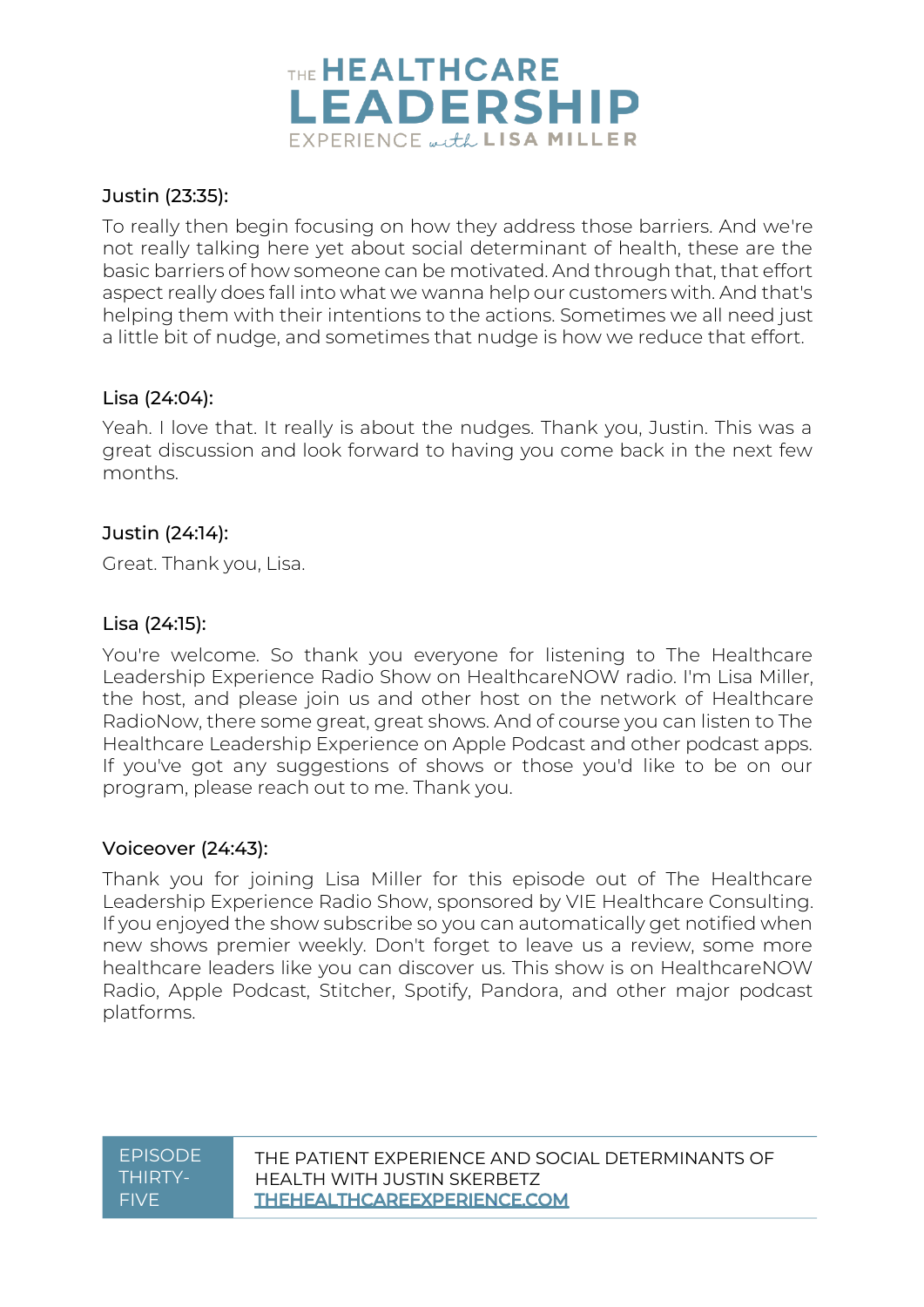Justin (23:35):

To really then begin focusing on how they address those barriers. And we're not really talking here yet about social determinant of health, these are the basic barriers of how someone can be motivated. And through that, that effort aspect really does fall into what we wanna help our customers with. And that's helping them with their intentions to the actions. Sometimes we all need just a little bit of nudge, and sometimes that nudge is how we reduce that effort.

Lisa (24:04):

Yeah. I love that. It really is about the nudges. Thank you, Justin. This was a great discussion and look forward to having you come back in the next few months.

Justin (24:14):

Great. Thank you, Lisa.

Lisa (24:15):

You're welcome. So thank you everyone for listening to The Healthcare Leadership Experience Radio Show on HealthcareNOW radio. I'm Lisa Miller, the host, and please join us and other host on the network of Healthcare RadioNow, there some great, great shows. And of course you can listen to The Healthcare Leadership Experience on Apple Podcast and other podcast apps. If you've got any suggestions of shows or those you'd like to be on our program, please reach out to me. Thank you.

Voiceover (24:43):

Thank you for joining Lisa Miller for this episode out of The Healthcare Leadership Experience Radio Show, sponsored by VIE Healthcare Consulting. If you enjoyed the show subscribe so you can automatically get notified when new shows premier weekly. Don't forget to leave us a review, some more healthcare leaders like you can discover us. This show is on HealthcareNOW Radio, Apple Podcast, Stitcher, Spotify, Pandora, and other major podcast platforms.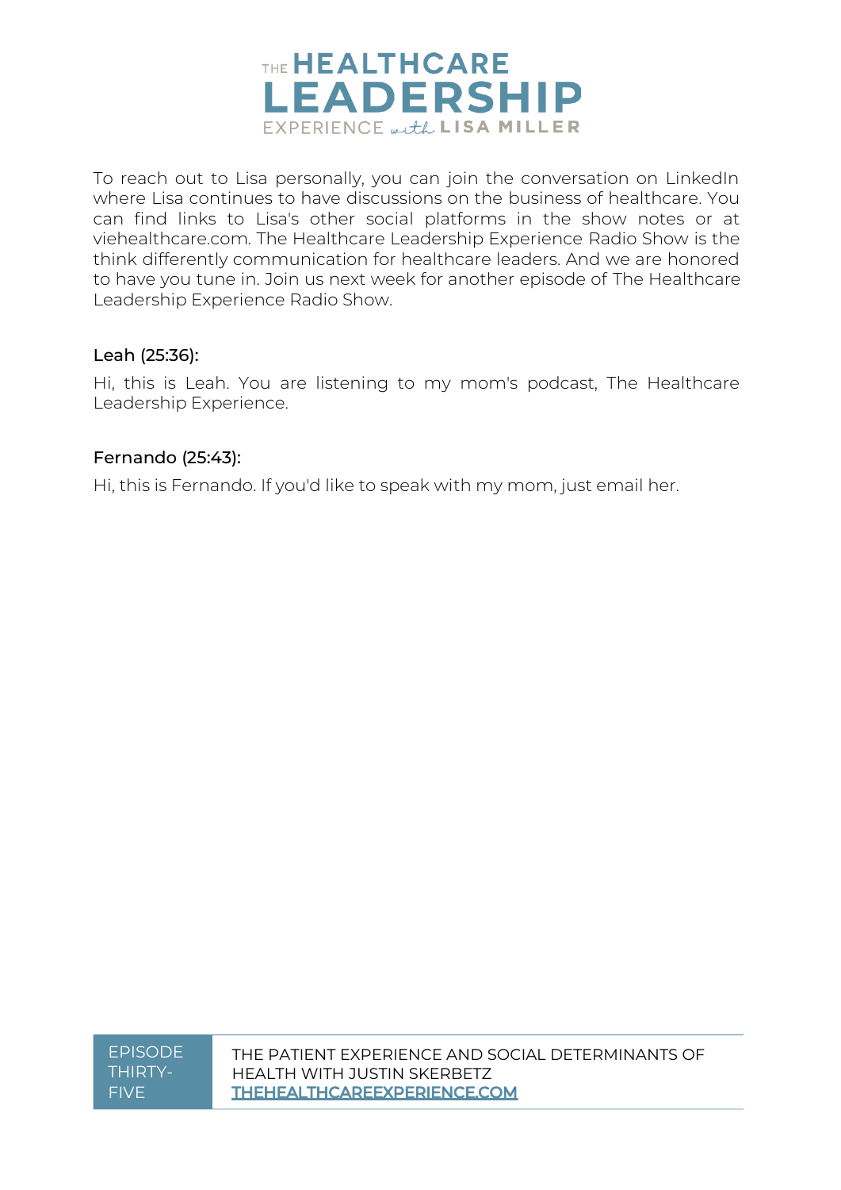To reach out to Lisa personally, you can join the conversation on LinkedIn where Lisa continues to have discussions on the business of healthcare. You can find links to Lisa's other social platforms in the show notes or at viehealthcare.com. The Healthcare Leadership Experience Radio Show is the think differently communication for healthcare leaders. And we are honored to have you tune in. Join us next week for another episode of The Healthcare Leadership Experience Radio Show.

Leah (25:36):

Hi, this is Leah. You are listening to my mom's podcast, The Healthcare Leadership Experience.

Fernando (25:43):

Hi, this is Fernando. If you'd like to speak with my mom, just email her.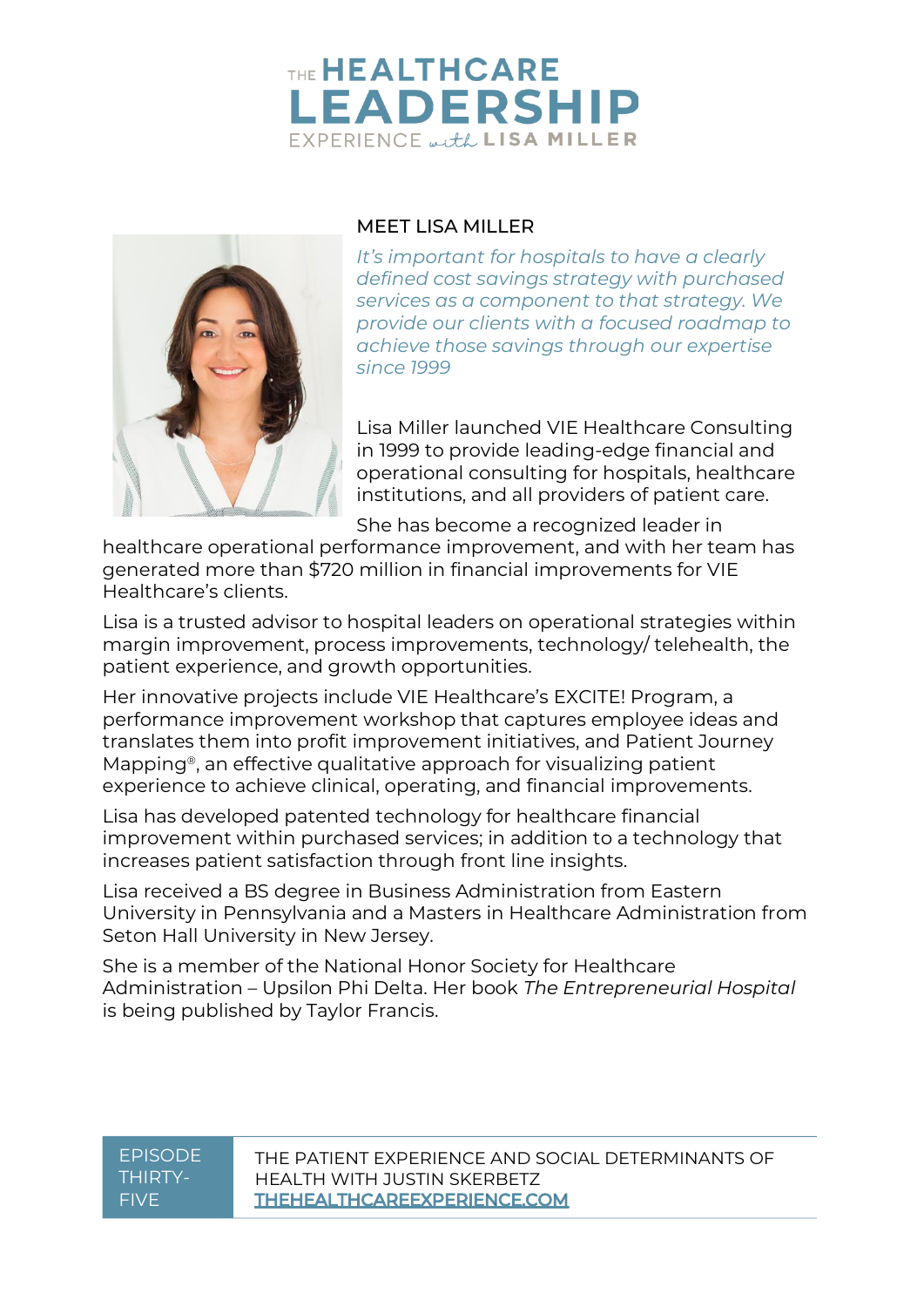# THE HEALTHCARE LEADERSHIP EXPERIENCE with LISA MILLER

## MEET LISA MILLER

*It's important for hospitals to have a clearly defined cost savings strategy with purchased services as a component to that strategy. We provide our clients with a focused roadmap to achieve those savings through our expertise since 1999*

Lisa Miller launched VIE Healthcare Consulting in 1999 to provide leading-edge financial and operational consulting for hospitals, healthcare institutions, and all providers of patient care. She has become a recognized leader in healthcare operational performance improvement, and with her team has generated more than $720 million in financial improvements for VIE Healthcare's clients.

Lisa is a trusted advisor to hospital leaders on operational strategies within margin improvement, process improvements, technology/ telehealth, the patient experience, and growth opportunities.

Her innovative projects include VIE Healthcare's EXCITE! Program, a performance improvement workshop that captures employee ideas and translates them into profit improvement initiatives, and Patient Journey Mapping®, an effective qualitative approach for visualizing patient experience to achieve clinical, operating, and financial improvements.

Lisa has developed patented technology for healthcare financial improvement within purchased services; in addition to a technology that increases patient satisfaction through front line insights.

Lisa received a BS degree in Business Administration from Eastern University in Pennsylvania and a Masters in Healthcare Administration from Seton Hall University in New Jersey.

She is a member of the National Honor Society for Healthcare Administration – Upsilon Phi Delta. Her book *The Entrepreneurial Hospital* is being published by Taylor Francis.

EPISODE THIRTY-FIVE

THE PATIENT EXPERIENCE AND SOCIAL DETERMINANTS OF HEALTH WITH JUSTIN SKERBETZ

THEHEALTHCAREEXPERIENCE.COM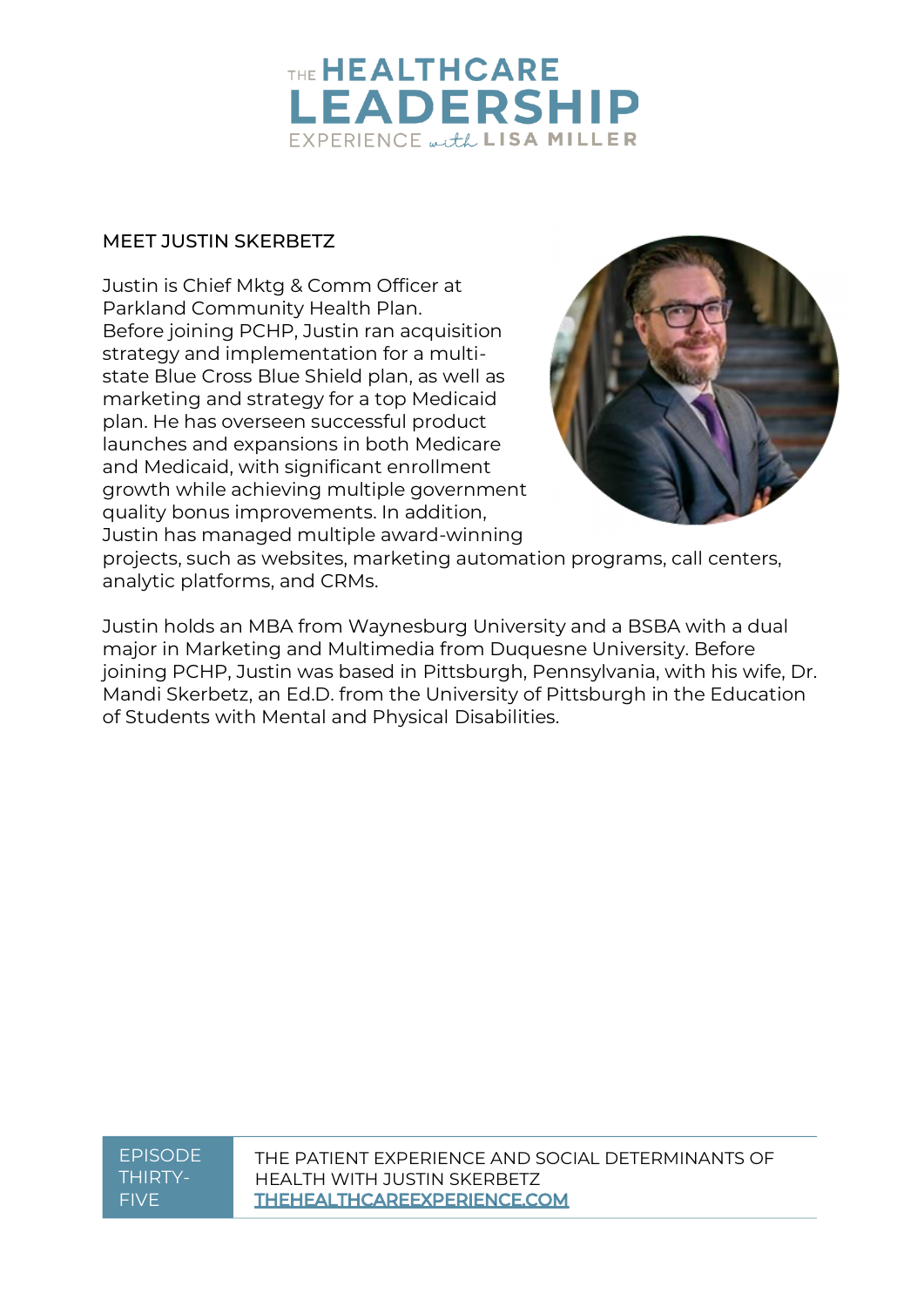## MEET JUSTIN SKERBETZ

Justin is Chief Mktg & Comm Officer at Parkland Community Health Plan. Before joining PCHP, Justin ran acquisition strategy and implementation for a multi-state Blue Cross Blue Shield plan, as well as marketing and strategy for a top Medicaid plan. He has overseen successful product launches and expansions in both Medicare and Medicaid, with significant enrollment growth while achieving multiple government quality bonus improvements. In addition, Justin has managed multiple award-winning projects, such as websites, marketing automation programs, call centers, analytic platforms, and CRMs.

Justin holds an MBA from Waynesburg University and a BSBA with a dual major in Marketing and Multimedia from Duquesne University. Before joining PCHP, Justin was based in Pittsburgh, Pennsylvania, with his wife, Dr. Mandi Skerbetz, an Ed.D. from the University of Pittsburgh in the Education of Students with Mental and Physical Disabilities.